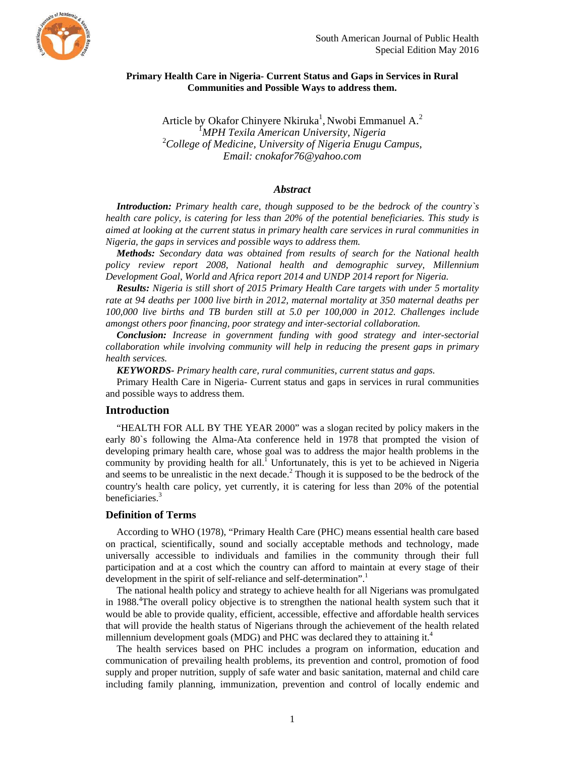# Primary Health Care in Nigeria- Current Status and Gaps in Services in Rural Communities and Possible Ways to address them.

Article by Okafor Chinyere Nkiruka[1], Nwobi Emmanuel A.[2]
[1]*MPH Texila American University, Nigeria*
[2]*College of Medicine, University of Nigeria Enugu Campus,*
*Email: cnokafor76@yahoo.com*

## *Abstract*

***Introduction:*** *Primary health care, though supposed to be the bedrock of the country`s health care policy, is catering for less than 20% of the potential beneficiaries. This study is aimed at looking at the current status in primary health care services in rural communities in Nigeria, the gaps in services and possible ways to address them.*

***Methods:*** *Secondary data was obtained from results of search for the National health policy review report 2008, National health and demographic survey, Millennium Development Goal, World and Africa report 2014 and UNDP 2014 report for Nigeria.*

***Results:*** *Nigeria is still short of 2015 Primary Health Care targets with under 5 mortality rate at 94 deaths per 1000 live birth in 2012, maternal mortality at 350 maternal deaths per 100,000 live births and TB burden still at 5.0 per 100,000 in 2012. Challenges include amongst others poor financing, poor strategy and inter-sectorial collaboration.*

***Conclusion:*** *Increase in government funding with good strategy and inter-sectorial collaboration while involving community will help in reducing the present gaps in primary health services.*

***KEYWORDS-*** *Primary health care, rural communities, current status and gaps.*

Primary Health Care in Nigeria- Current status and gaps in services in rural communities and possible ways to address them.

## Introduction

"HEALTH FOR ALL BY THE YEAR 2000" was a slogan recited by policy makers in the early 80`s following the Alma-Ata conference held in 1978 that prompted the vision of developing primary health care, whose goal was to address the major health problems in the community by providing health for all.[1] Unfortunately, this is yet to be achieved in Nigeria and seems to be unrealistic in the next decade.[2] Though it is supposed to be the bedrock of the country's health care policy, yet currently, it is catering for less than 20% of the potential beneficiaries.[3]

### Definition of Terms

According to WHO (1978), "Primary Health Care (PHC) means essential health care based on practical, scientifically, sound and socially acceptable methods and technology, made universally accessible to individuals and families in the community through their full participation and at a cost which the country can afford to maintain at every stage of their development in the spirit of self-reliance and self-determination".[1]

The national health policy and strategy to achieve health for all Nigerians was promulgated in 1988.[4]The overall policy objective is to strengthen the national health system such that it would be able to provide quality, efficient, accessible, effective and affordable health services that will provide the health status of Nigerians through the achievement of the health related millennium development goals (MDG) and PHC was declared they to attaining it.[4]

The health services based on PHC includes a program on information, education and communication of prevailing health problems, its prevention and control, promotion of food supply and proper nutrition, supply of safe water and basic sanitation, maternal and child care including family planning, immunization, prevention and control of locally endemic and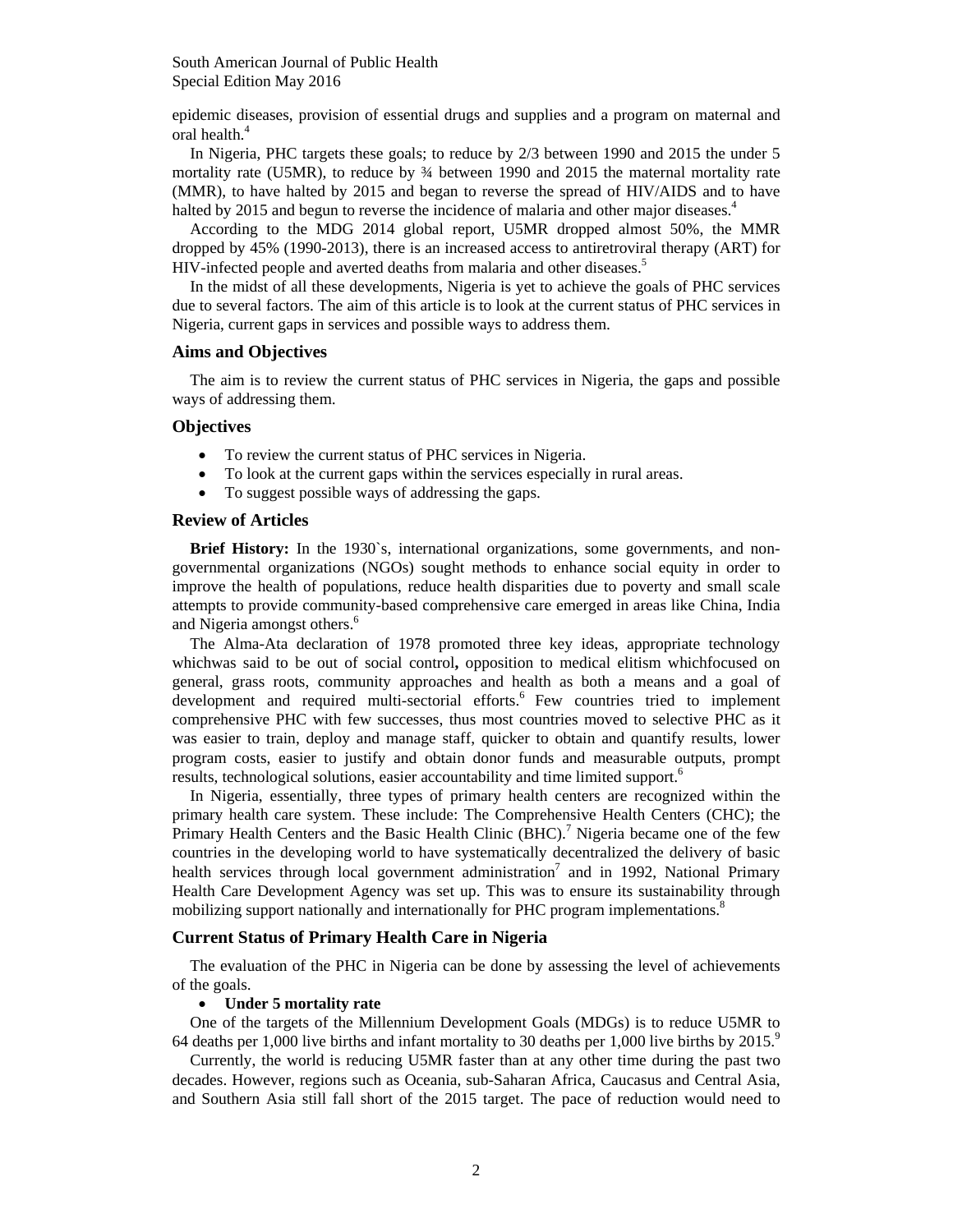epidemic diseases, provision of essential drugs and supplies and a program on maternal and oral health.[4]

In Nigeria, PHC targets these goals; to reduce by 2/3 between 1990 and 2015 the under 5 mortality rate (U5MR), to reduce by ¾ between 1990 and 2015 the maternal mortality rate (MMR), to have halted by 2015 and began to reverse the spread of HIV/AIDS and to have halted by 2015 and begun to reverse the incidence of malaria and other major diseases.[4]

According to the MDG 2014 global report, U5MR dropped almost 50%, the MMR dropped by 45% (1990-2013), there is an increased access to antiretroviral therapy (ART) for HIV-infected people and averted deaths from malaria and other diseases.[5]

In the midst of all these developments, Nigeria is yet to achieve the goals of PHC services due to several factors. The aim of this article is to look at the current status of PHC services in Nigeria, current gaps in services and possible ways to address them.

## Aims and Objectives

The aim is to review the current status of PHC services in Nigeria, the gaps and possible ways of addressing them.

## Objectives

- To review the current status of PHC services in Nigeria.
- To look at the current gaps within the services especially in rural areas.
- To suggest possible ways of addressing the gaps.

## Review of Articles

**Brief History:** In the 1930`s, international organizations, some governments, and non-governmental organizations (NGOs) sought methods to enhance social equity in order to improve the health of populations, reduce health disparities due to poverty and small scale attempts to provide community-based comprehensive care emerged in areas like China, India and Nigeria amongst others.[6]

The Alma-Ata declaration of 1978 promoted three key ideas, appropriate technology whichwas said to be out of social control**,** opposition to medical elitism whichfocused on general, grass roots, community approaches and health as both a means and a goal of development and required multi-sectorial efforts.[6] Few countries tried to implement comprehensive PHC with few successes, thus most countries moved to selective PHC as it was easier to train, deploy and manage staff, quicker to obtain and quantify results, lower program costs, easier to justify and obtain donor funds and measurable outputs, prompt results, technological solutions, easier accountability and time limited support.[6]

In Nigeria, essentially, three types of primary health centers are recognized within the primary health care system. These include: The Comprehensive Health Centers (CHC); the Primary Health Centers and the Basic Health Clinic (BHC).[7] Nigeria became one of the few countries in the developing world to have systematically decentralized the delivery of basic health services through local government administration[7] and in 1992, National Primary Health Care Development Agency was set up. This was to ensure its sustainability through mobilizing support nationally and internationally for PHC program implementations.[8]

## Current Status of Primary Health Care in Nigeria

The evaluation of the PHC in Nigeria can be done by assessing the level of achievements of the goals.

- **Under 5 mortality rate**

One of the targets of the Millennium Development Goals (MDGs) is to reduce U5MR to 64 deaths per 1,000 live births and infant mortality to 30 deaths per 1,000 live births by 2015.[9]

Currently, the world is reducing U5MR faster than at any other time during the past two decades. However, regions such as Oceania, sub-Saharan Africa, Caucasus and Central Asia, and Southern Asia still fall short of the 2015 target. The pace of reduction would need to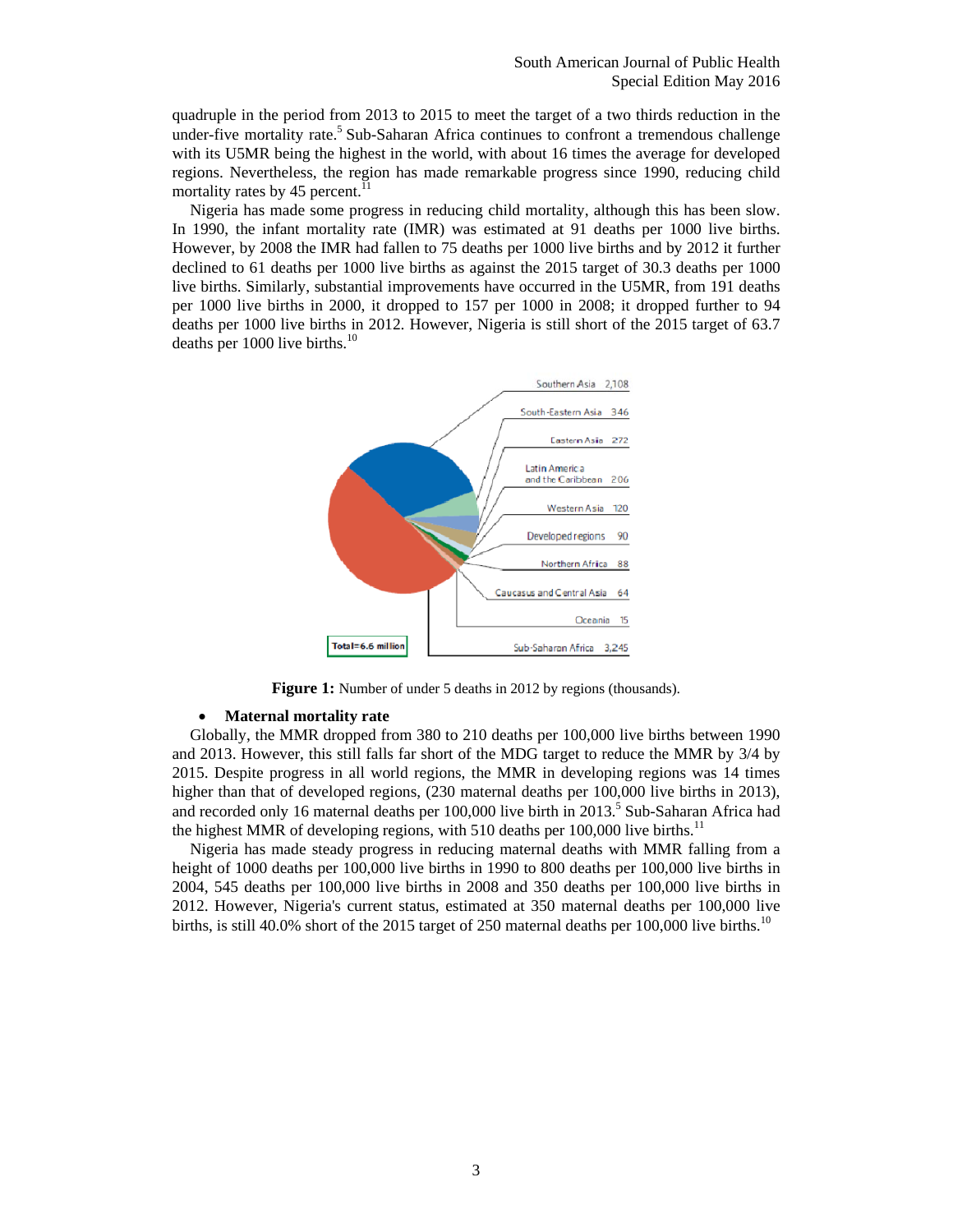quadruple in the period from 2013 to 2015 to meet the target of a two thirds reduction in the under-five mortality rate.[5] Sub-Saharan Africa continues to confront a tremendous challenge with its U5MR being the highest in the world, with about 16 times the average for developed regions. Nevertheless, the region has made remarkable progress since 1990, reducing child mortality rates by 45 percent.[11]

Nigeria has made some progress in reducing child mortality, although this has been slow. In 1990, the infant mortality rate (IMR) was estimated at 91 deaths per 1000 live births. However, by 2008 the IMR had fallen to 75 deaths per 1000 live births and by 2012 it further declined to 61 deaths per 1000 live births as against the 2015 target of 30.3 deaths per 1000 live births. Similarly, substantial improvements have occurred in the U5MR, from 191 deaths per 1000 live births in 2000, it dropped to 157 per 1000 in 2008; it dropped further to 94 deaths per 1000 live births in 2012. However, Nigeria is still short of the 2015 target of 63.7 deaths per 1000 live births.[10]

Southern Asia 2,108
South-Eastern Asia 346
Eastern Asia 272
Latin America and the Caribbean 206
Western Asia 120
Developed regions 90
Northern Africa 88
Caucasus and Central Asia 64
Oceania 15
Sub-Saharan Africa 3,245
Total=6.6 million

**Figure 1:** Number of under 5 deaths in 2012 by regions (thousands).

- **Maternal mortality rate**

Globally, the MMR dropped from 380 to 210 deaths per 100,000 live births between 1990 and 2013. However, this still falls far short of the MDG target to reduce the MMR by 3/4 by 2015. Despite progress in all world regions, the MMR in developing regions was 14 times higher than that of developed regions, (230 maternal deaths per 100,000 live births in 2013), and recorded only 16 maternal deaths per 100,000 live birth in 2013.[5] Sub-Saharan Africa had the highest MMR of developing regions, with 510 deaths per 100,000 live births.[11]

Nigeria has made steady progress in reducing maternal deaths with MMR falling from a height of 1000 deaths per 100,000 live births in 1990 to 800 deaths per 100,000 live births in 2004, 545 deaths per 100,000 live births in 2008 and 350 deaths per 100,000 live births in 2012. However, Nigeria's current status, estimated at 350 maternal deaths per 100,000 live births, is still 40.0% short of the 2015 target of 250 maternal deaths per 100,000 live births.[10]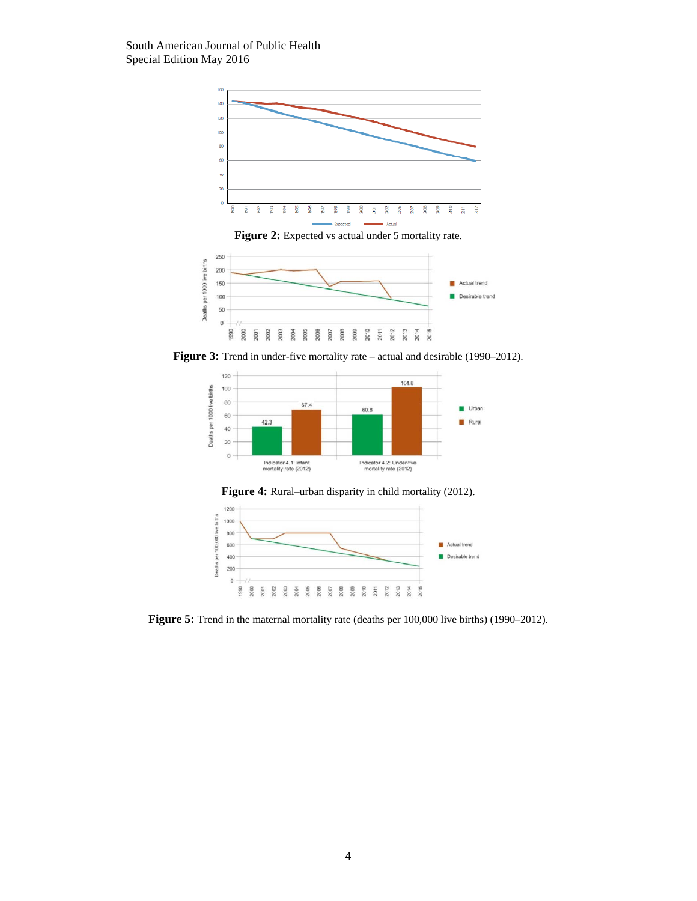**Figure 2:** Expected vs actual under 5 mortality rate.

**Figure 3:** Trend in under-five mortality rate – actual and desirable (1990–2012).

**Figure 4:** Rural–urban disparity in child mortality (2012).

**Figure 5:** Trend in the maternal mortality rate (deaths per 100,000 live births) (1990–2012).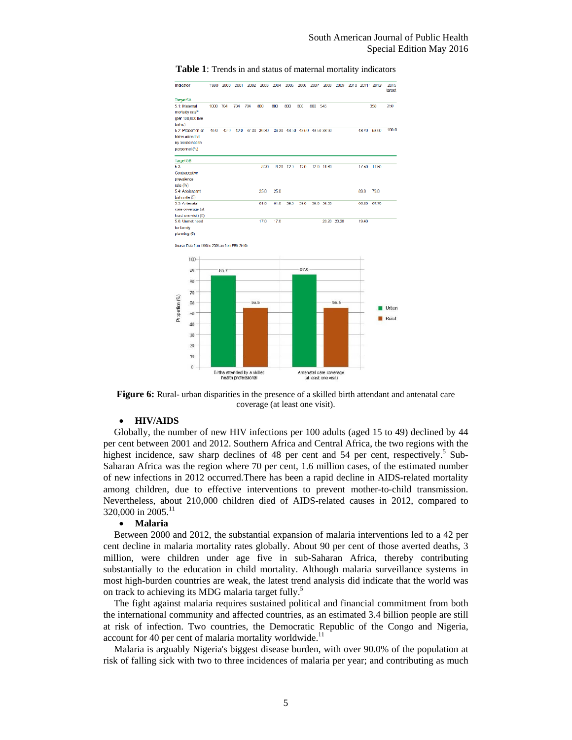**Table 1**: Trends in and status of maternal mortality indicators

| Indicator | 1990 | 2000 | 2001 | 2002 | 2003 | 2004 | 2005 | 2006 | 2007 | 2008 | 2009 | 2010 | 2011¹ | 2012² | 2015 target |
|---|---|---|---|---|---|---|---|---|---|---|---|---|---|---|---|
| Target 5A | | | | | | | | | | | | | | | |
| 5.1: Maternal mortality rate* (per 100,000 live births) | 1000 | 704 | 704 | 704 | 800 | 800 | 800 | 800 | 800 | 545 | | | | 350 | 250 |
| 5.2: Proportion of births attended by skilled health personnel (%) | 45.0 | 42.0 | 42.0 | 37.30 | 36.30 | 36.30 | 43.50 | 43.50 | 43.50 | 38.90 | | | 48.70 | 53.60 | 100.0 |
| Target 5B | | | | | | | | | | | | | | | |
| 5.3: Contraceptive prevalence rate (%) | | | | | 8.20 | 8.20 | 12.0 | 12.0 | 12.0 | 14.60 | | | 17.50 | 17.50 | |
| 5.4: Adolescent birth rate (5) | | | | | 25.0 | 25.0 | | | | | | | 89.0 | 79.0 | |
| 5.5: Antenatal care coverage (at least one visit) (5) | | | | | 61.0 | 61.0 | 58.0 | 58.0 | 58.0 | 54.50 | | | 60.90 | 67.70 | |
| 5.6: Unmet need for family planning (5) | | | | | 17.0 | 17.0 | | | | 20.20 | 20.20 | 19.40 | | | |

Source: Data from 1990 to 2008 are from FRN 2010

**Figure 6:** Rural- urban disparities in the presence of a skilled birth attendant and antenatal care coverage (at least one visit).

- **HIV/AIDS**

Globally, the number of new HIV infections per 100 adults (aged 15 to 49) declined by 44 per cent between 2001 and 2012. Southern Africa and Central Africa, the two regions with the highest incidence, saw sharp declines of 48 per cent and 54 per cent, respectively.[5] Sub-Saharan Africa was the region where 70 per cent, 1.6 million cases, of the estimated number of new infections in 2012 occurred.There has been a rapid decline in AIDS-related mortality among children, due to effective interventions to prevent mother-to-child transmission. Nevertheless, about 210,000 children died of AIDS-related causes in 2012, compared to 320,000 in 2005.[11]

- **Malaria**

Between 2000 and 2012, the substantial expansion of malaria interventions led to a 42 per cent decline in malaria mortality rates globally. About 90 per cent of those averted deaths, 3 million, were children under age five in sub-Saharan Africa, thereby contributing substantially to the education in child mortality. Although malaria surveillance systems in most high-burden countries are weak, the latest trend analysis did indicate that the world was on track to achieving its MDG malaria target fully.[5]

The fight against malaria requires sustained political and financial commitment from both the international community and affected countries, as an estimated 3.4 billion people are still at risk of infection. Two countries, the Democratic Republic of the Congo and Nigeria, account for 40 per cent of malaria mortality worldwide.[11]

Malaria is arguably Nigeria's biggest disease burden, with over 90.0% of the population at risk of falling sick with two to three incidences of malaria per year; and contributing as much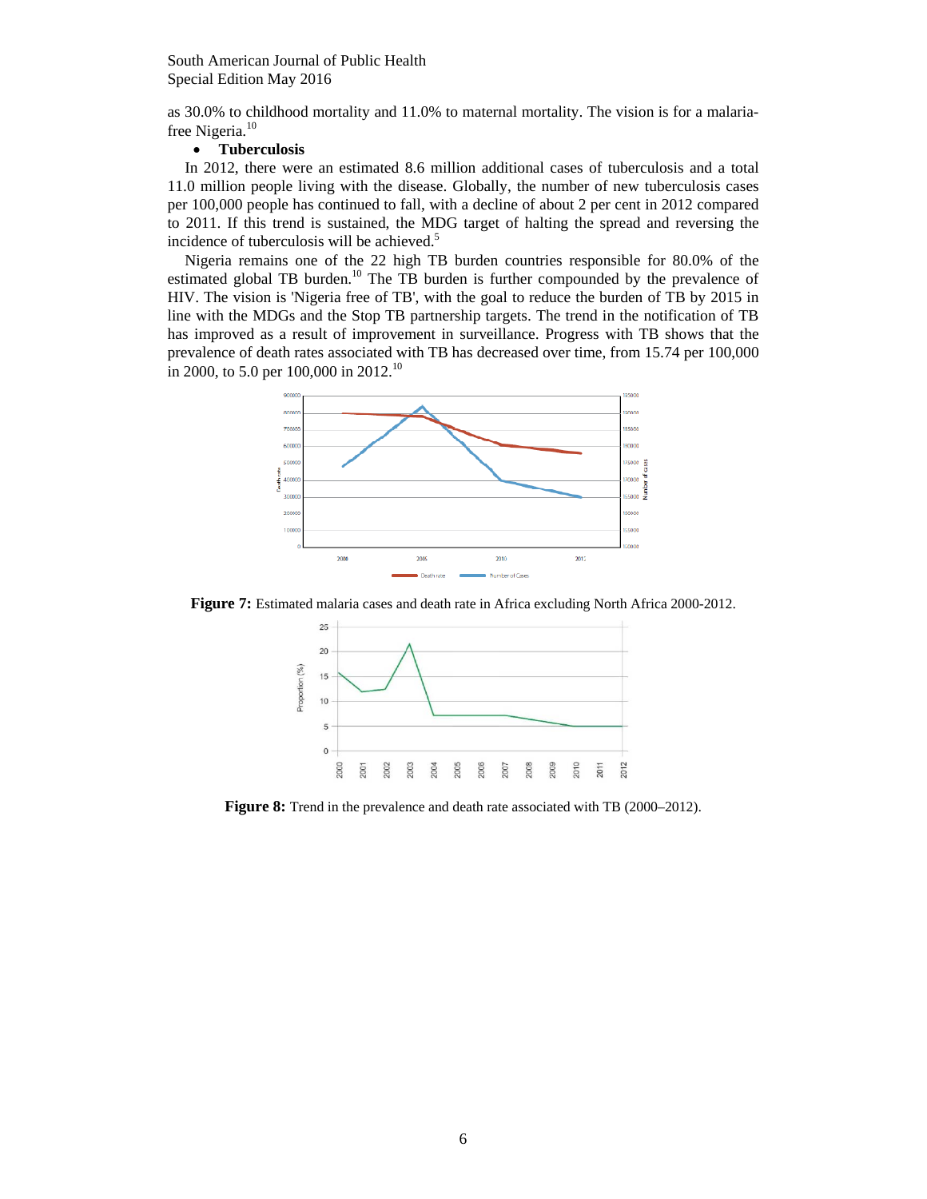as 30.0% to childhood mortality and 11.0% to maternal mortality. The vision is for a malaria-free Nigeria.[10]

- **Tuberculosis**

In 2012, there were an estimated 8.6 million additional cases of tuberculosis and a total 11.0 million people living with the disease. Globally, the number of new tuberculosis cases per 100,000 people has continued to fall, with a decline of about 2 per cent in 2012 compared to 2011. If this trend is sustained, the MDG target of halting the spread and reversing the incidence of tuberculosis will be achieved.[5]

Nigeria remains one of the 22 high TB burden countries responsible for 80.0% of the estimated global TB burden.[10] The TB burden is further compounded by the prevalence of HIV. The vision is 'Nigeria free of TB', with the goal to reduce the burden of TB by 2015 in line with the MDGs and the Stop TB partnership targets. The trend in the notification of TB has improved as a result of improvement in surveillance. Progress with TB shows that the prevalence of death rates associated with TB has decreased over time, from 15.74 per 100,000 in 2000, to 5.0 per 100,000 in 2012.[10]

**Figure 7:** Estimated malaria cases and death rate in Africa excluding North Africa 2000-2012.

**Figure 8:** Trend in the prevalence and death rate associated with TB (2000–2012).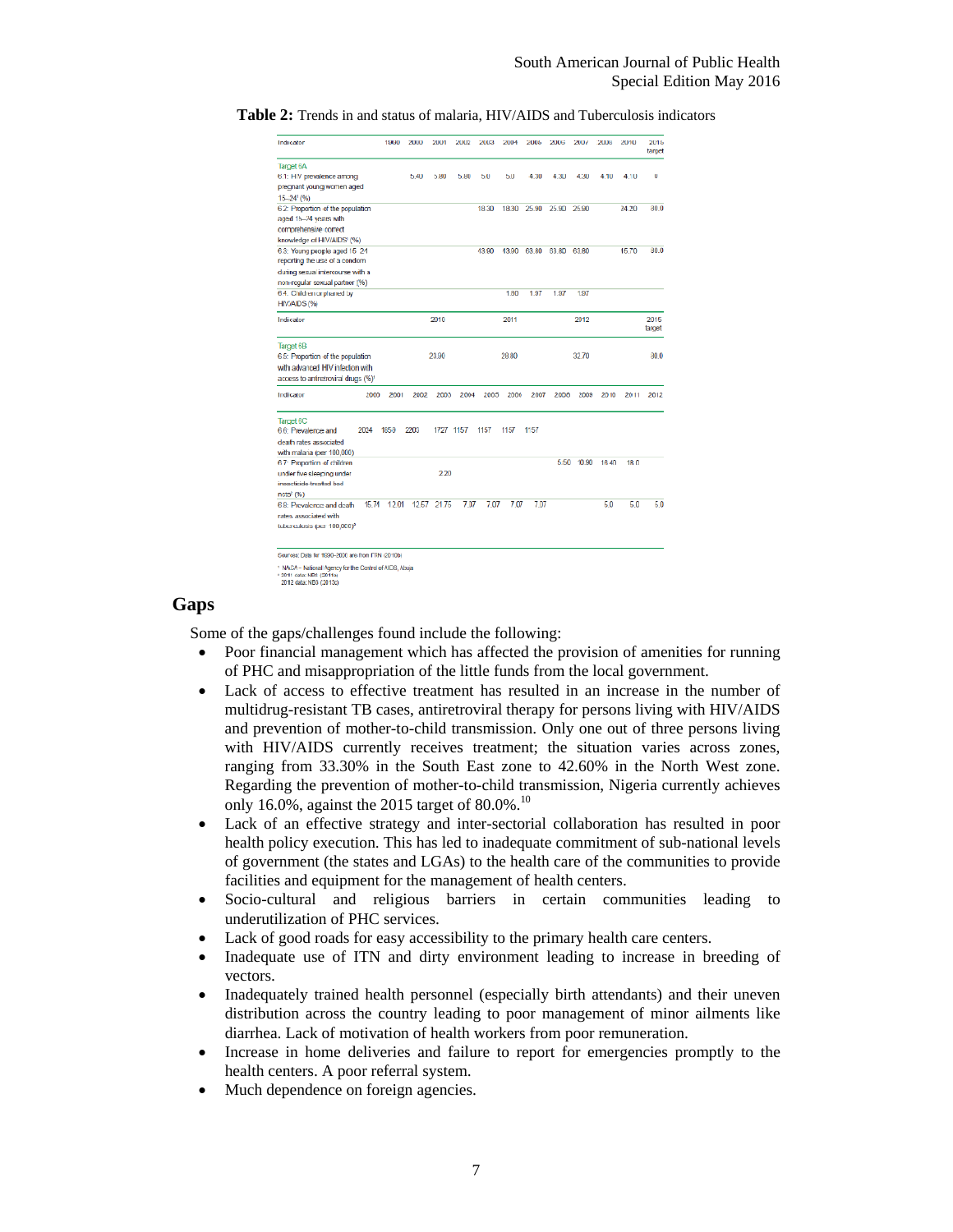**Table 2:** Trends in and status of malaria, HIV/AIDS and Tuberculosis indicators

| Indicator | 1990 | 2000 | 2001 | 2002 | 2003 | 2004 | 2005 | 2006 | 2007 | 2008 | 2010 | 2015 target |
|---|---|---|---|---|---|---|---|---|---|---|---|---|
| Target 6A | | | | | | | | | | | | |
| 6.1: HIV prevalence among pregnant young women aged 15–24[a] (%) | | 5.40 | 5.80 | 5.80 | 5.0 | 5.0 | 4.30 | 4.30 | 4.30 | 4.10 | 4.10 | 0 |
| 6.2: Proportion of the population aged 15–24 years with comprehensive correct knowledge of HIV/AIDS[a] (%) | | | | | 18.30 | 18.30 | 25.90 | 25.90 | 25.90 | | 24.20 | 80.0 |
| 6.3: Young people aged 15–24 reporting the use of a condom during sexual intercourse with a non-regular sexual partner (%) | | | | | 43.90 | 43.90 | 63.80 | 63.80 | 63.80 | | 15.70 | 80.0 |
| 6.4: Children orphaned by HIV/AIDS (%) | | | | | | 1.80 | 1.97 | 1.97 | 1.97 | | | |

| Indicator | 2010 | 2011 | 2012 | 2015 target |
|---|---|---|---|---|
| Target 6B | | | | |
| 6.5: Proportion of the population with advanced HIV infection with access to antiretroviral drugs (%)[a] | 23.90 | 28.80 | 32.70 | 80.0 |

| Indicator | 2000 | 2001 | 2002 | 2003 | 2004 | 2005 | 2006 | 2007 | 2008 | 2009 | 2010 | 2011 | 2012 |
|---|---|---|---|---|---|---|---|---|---|---|---|---|---|
| Target 6C | | | | | | | | | | | | | |
| 6.6: Prevalence and death rates associated with malaria (per 100,000) | 2024 | 1859 | 2203 | 1727 | 1157 | 1157 | 1157 | 1157 | | | | | |
| 6.7: Proportion of children under five sleeping under insecticide-treated bed nets[b] (%) | | | | 2.20 | | | | | 5.50 | 10.90 | 16.40 | 18.0 | |
| 6.8: Prevalence and death rates associated with tuberculosis (per 100,000)[b] | 15.74 | 12.01 | 12.57 | 21.75 | 7.07 | 7.07 | 7.07 | 7.07 | | | 5.0 | 5.0 | 5.0 |

Sources: Data for 1990–2006 are from ITN (2010b)

[a] NACA – National Agency for the Control of AIDS, Abuja

[b] 2011 data: NBS (2011a)
2012 data: NBS (2013c)

## Gaps

Some of the gaps/challenges found include the following:

- Poor financial management which has affected the provision of amenities for running of PHC and misappropriation of the little funds from the local government.
- Lack of access to effective treatment has resulted in an increase in the number of multidrug-resistant TB cases, antiretroviral therapy for persons living with HIV/AIDS and prevention of mother-to-child transmission. Only one out of three persons living with HIV/AIDS currently receives treatment; the situation varies across zones, ranging from 33.30% in the South East zone to 42.60% in the North West zone. Regarding the prevention of mother-to-child transmission, Nigeria currently achieves only 16.0%, against the 2015 target of 80.0%.[10]
- Lack of an effective strategy and inter-sectorial collaboration has resulted in poor health policy execution. This has led to inadequate commitment of sub-national levels of government (the states and LGAs) to the health care of the communities to provide facilities and equipment for the management of health centers.
- Socio-cultural and religious barriers in certain communities leading to underutilization of PHC services.
- Lack of good roads for easy accessibility to the primary health care centers.
- Inadequate use of ITN and dirty environment leading to increase in breeding of vectors.
- Inadequately trained health personnel (especially birth attendants) and their uneven distribution across the country leading to poor management of minor ailments like diarrhea. Lack of motivation of health workers from poor remuneration.
- Increase in home deliveries and failure to report for emergencies promptly to the health centers. A poor referral system.
- Much dependence on foreign agencies.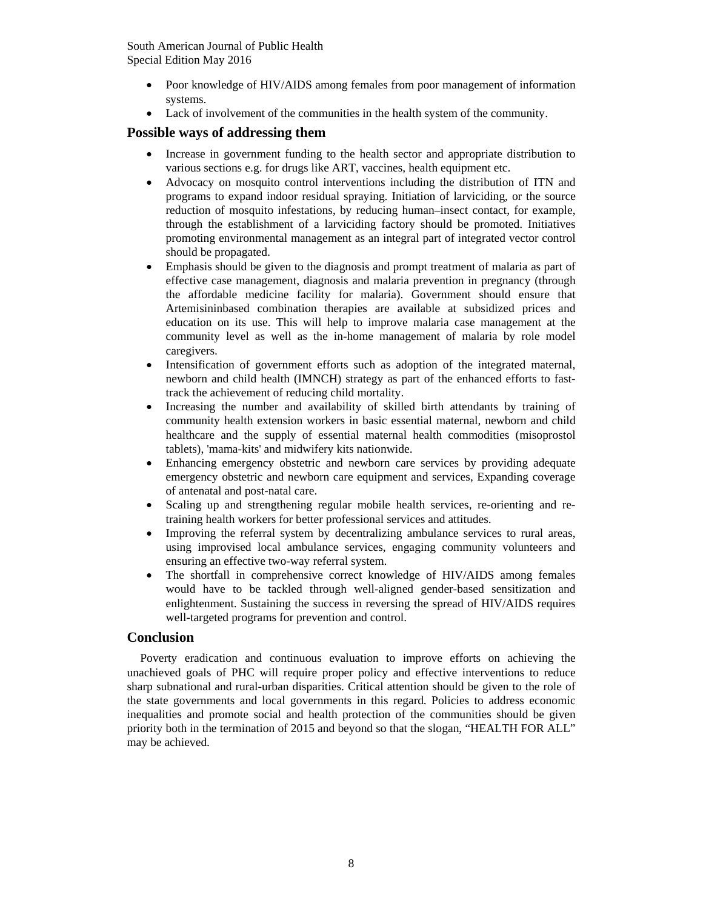- Poor knowledge of HIV/AIDS among females from poor management of information systems.
- Lack of involvement of the communities in the health system of the community.

## Possible ways of addressing them

- Increase in government funding to the health sector and appropriate distribution to various sections e.g. for drugs like ART, vaccines, health equipment etc.
- Advocacy on mosquito control interventions including the distribution of ITN and programs to expand indoor residual spraying. Initiation of larviciding, or the source reduction of mosquito infestations, by reducing human–insect contact, for example, through the establishment of a larviciding factory should be promoted. Initiatives promoting environmental management as an integral part of integrated vector control should be propagated.
- Emphasis should be given to the diagnosis and prompt treatment of malaria as part of effective case management, diagnosis and malaria prevention in pregnancy (through the affordable medicine facility for malaria). Government should ensure that Artemisininbased combination therapies are available at subsidized prices and education on its use. This will help to improve malaria case management at the community level as well as the in-home management of malaria by role model caregivers.
- Intensification of government efforts such as adoption of the integrated maternal, newborn and child health (IMNCH) strategy as part of the enhanced efforts to fast-track the achievement of reducing child mortality.
- Increasing the number and availability of skilled birth attendants by training of community health extension workers in basic essential maternal, newborn and child healthcare and the supply of essential maternal health commodities (misoprostol tablets), 'mama-kits' and midwifery kits nationwide.
- Enhancing emergency obstetric and newborn care services by providing adequate emergency obstetric and newborn care equipment and services, Expanding coverage of antenatal and post-natal care.
- Scaling up and strengthening regular mobile health services, re-orienting and re-training health workers for better professional services and attitudes.
- Improving the referral system by decentralizing ambulance services to rural areas, using improvised local ambulance services, engaging community volunteers and ensuring an effective two-way referral system.
- The shortfall in comprehensive correct knowledge of HIV/AIDS among females would have to be tackled through well-aligned gender-based sensitization and enlightenment. Sustaining the success in reversing the spread of HIV/AIDS requires well-targeted programs for prevention and control.

## Conclusion

Poverty eradication and continuous evaluation to improve efforts on achieving the unachieved goals of PHC will require proper policy and effective interventions to reduce sharp subnational and rural-urban disparities. Critical attention should be given to the role of the state governments and local governments in this regard. Policies to address economic inequalities and promote social and health protection of the communities should be given priority both in the termination of 2015 and beyond so that the slogan, "HEALTH FOR ALL" may be achieved.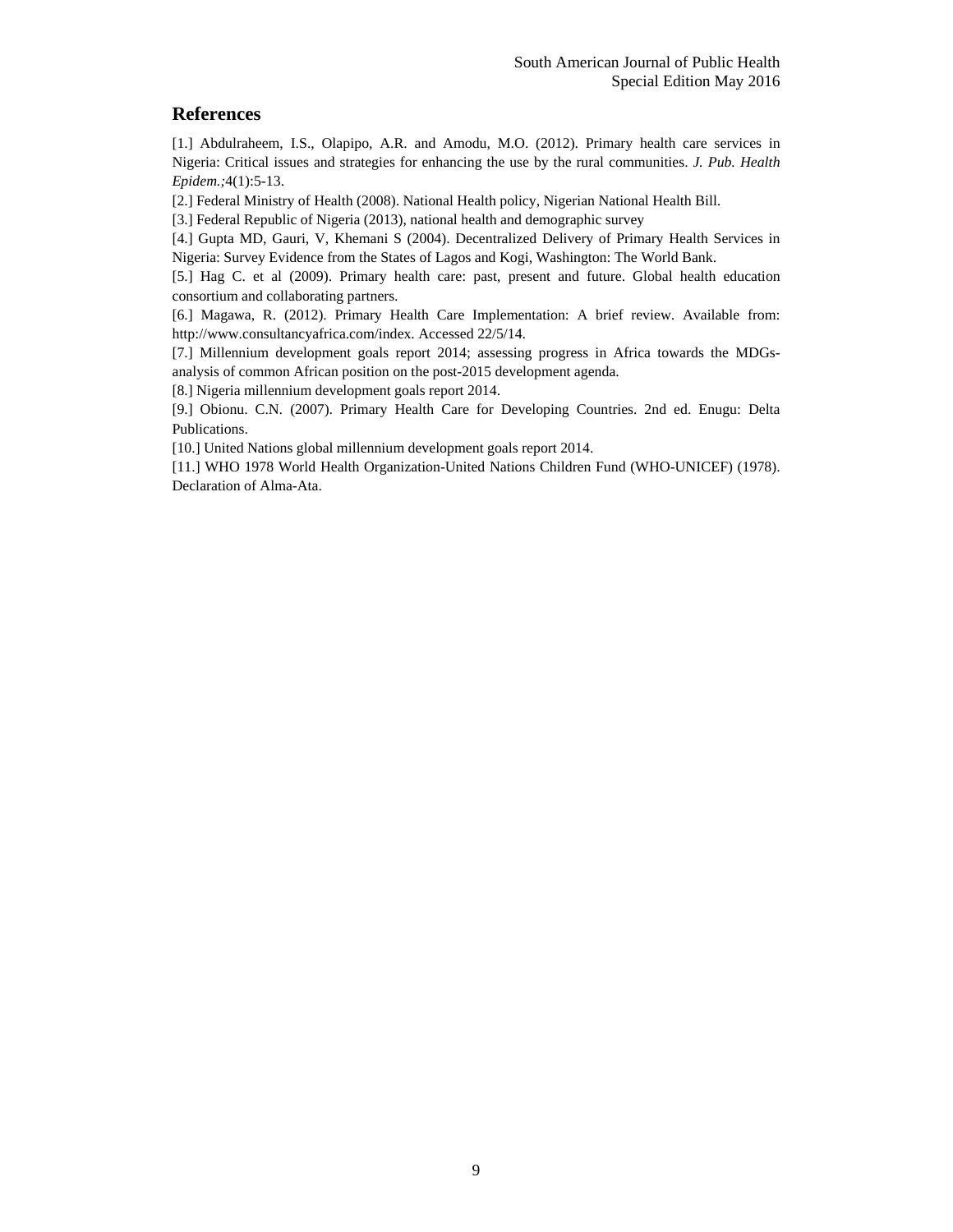## References

[1.] Abdulraheem, I.S., Olapipo, A.R. and Amodu, M.O. (2012). Primary health care services in Nigeria: Critical issues and strategies for enhancing the use by the rural communities. *J. Pub. Health Epidem.;*4(1):5-13.

[2.] Federal Ministry of Health (2008). National Health policy, Nigerian National Health Bill.

[3.] Federal Republic of Nigeria (2013), national health and demographic survey

[4.] Gupta MD, Gauri, V, Khemani S (2004). Decentralized Delivery of Primary Health Services in Nigeria: Survey Evidence from the States of Lagos and Kogi, Washington: The World Bank.

[5.] Hag C. et al (2009). Primary health care: past, present and future. Global health education consortium and collaborating partners.

[6.] Magawa, R. (2012). Primary Health Care Implementation: A brief review. Available from: http://www.consultancyafrica.com/index. Accessed 22/5/14.

[7.] Millennium development goals report 2014; assessing progress in Africa towards the MDGs-analysis of common African position on the post-2015 development agenda.

[8.] Nigeria millennium development goals report 2014.

[9.] Obionu. C.N. (2007). Primary Health Care for Developing Countries. 2nd ed. Enugu: Delta Publications.

[10.] United Nations global millennium development goals report 2014.

[11.] WHO 1978 World Health Organization-United Nations Children Fund (WHO-UNICEF) (1978). Declaration of Alma-Ata.